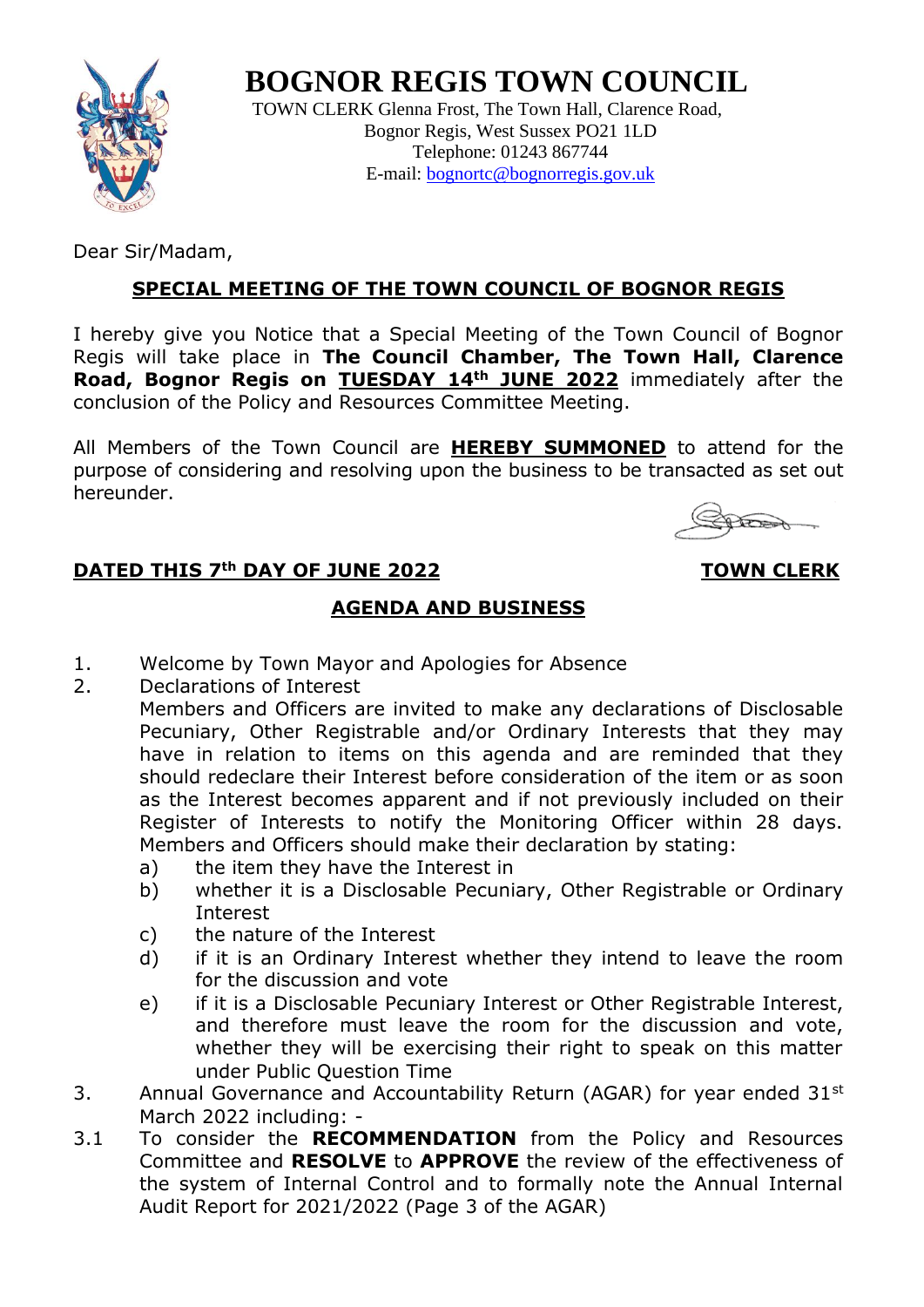# BOGNOR REGIS TOWN COUNCIL

TOWN CLERK Glenna Frost, The Town Hall, Clarence Road,
Bognor Regis, West Sussex PO21 1LD
Telephone: 01243 867744
E-mail: bognortc@bognorregis.gov.uk

Dear Sir/Madam,

## SPECIAL MEETING OF THE TOWN COUNCIL OF BOGNOR REGIS

I hereby give you Notice that a Special Meeting of the Town Council of Bognor Regis will take place in **The Council Chamber, The Town Hall, Clarence Road, Bognor Regis on TUESDAY 14th JUNE 2022** immediately after the conclusion of the Policy and Resources Committee Meeting.

All Members of the Town Council are **HEREBY SUMMONED** to attend for the purpose of considering and resolving upon the business to be transacted as set out hereunder.

**DATED THIS 7th DAY OF JUNE 2022** **TOWN CLERK**

## AGENDA AND BUSINESS

1. Welcome by Town Mayor and Apologies for Absence
2. Declarations of Interest
   Members and Officers are invited to make any declarations of Disclosable Pecuniary, Other Registrable and/or Ordinary Interests that they may have in relation to items on this agenda and are reminded that they should redeclare their Interest before consideration of the item or as soon as the Interest becomes apparent and if not previously included on their Register of Interests to notify the Monitoring Officer within 28 days. Members and Officers should make their declaration by stating:
   a) the item they have the Interest in
   b) whether it is a Disclosable Pecuniary, Other Registrable or Ordinary Interest
   c) the nature of the Interest
   d) if it is an Ordinary Interest whether they intend to leave the room for the discussion and vote
   e) if it is a Disclosable Pecuniary Interest or Other Registrable Interest, and therefore must leave the room for the discussion and vote, whether they will be exercising their right to speak on this matter under Public Question Time
3. Annual Governance and Accountability Return (AGAR) for year ended 31st March 2022 including: -

3.1 To consider the **RECOMMENDATION** from the Policy and Resources Committee and **RESOLVE** to **APPROVE** the review of the effectiveness of the system of Internal Control and to formally note the Annual Internal Audit Report for 2021/2022 (Page 3 of the AGAR)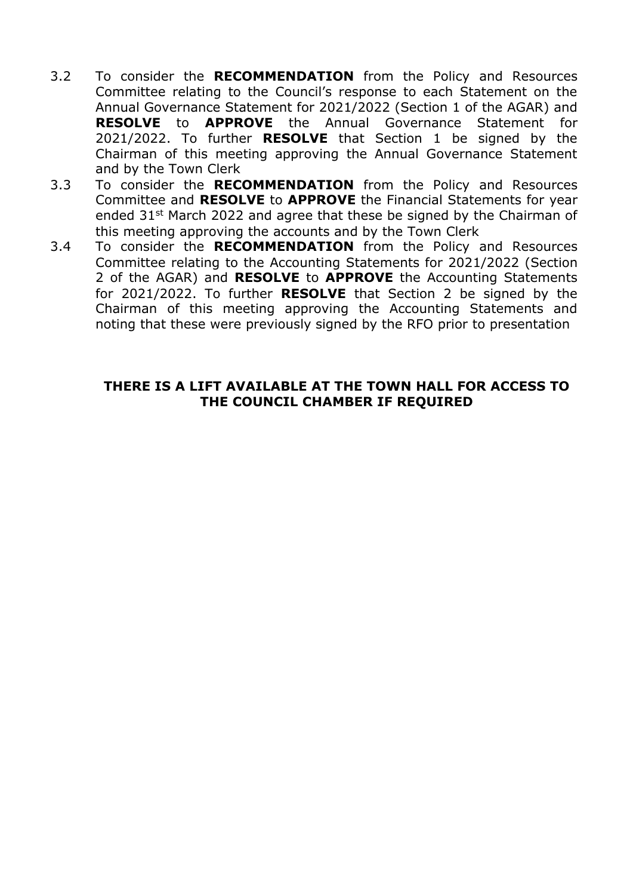3.2 To consider the **RECOMMENDATION** from the Policy and Resources Committee relating to the Council's response to each Statement on the Annual Governance Statement for 2021/2022 (Section 1 of the AGAR) and **RESOLVE** to **APPROVE** the Annual Governance Statement for 2021/2022. To further **RESOLVE** that Section 1 be signed by the Chairman of this meeting approving the Annual Governance Statement and by the Town Clerk

3.3 To consider the **RECOMMENDATION** from the Policy and Resources Committee and **RESOLVE** to **APPROVE** the Financial Statements for year ended 31st March 2022 and agree that these be signed by the Chairman of this meeting approving the accounts and by the Town Clerk

3.4 To consider the **RECOMMENDATION** from the Policy and Resources Committee relating to the Accounting Statements for 2021/2022 (Section 2 of the AGAR) and **RESOLVE** to **APPROVE** the Accounting Statements for 2021/2022. To further **RESOLVE** that Section 2 be signed by the Chairman of this meeting approving the Accounting Statements and noting that these were previously signed by the RFO prior to presentation

**THERE IS A LIFT AVAILABLE AT THE TOWN HALL FOR ACCESS TO THE COUNCIL CHAMBER IF REQUIRED**